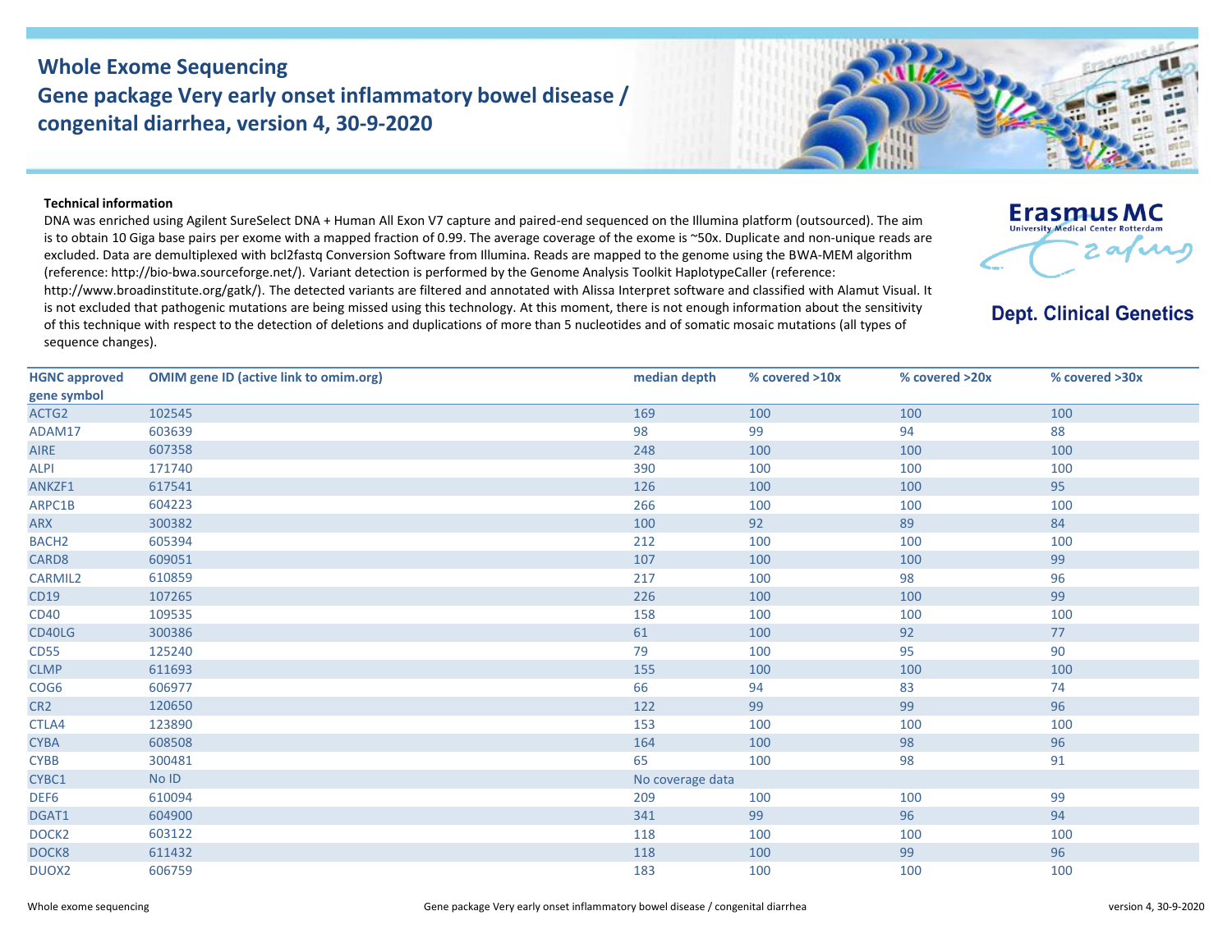# Whole Exome Sequencing
## Gene package Very early onset inflammatory bowel disease / congenital diarrhea, version 4, 30-9-2020

Erasmus MC University Medical Center Rotterdam

**Dept. Clinical Genetics**

**Technical information**

DNA was enriched using Agilent SureSelect DNA + Human All Exon V7 capture and paired-end sequenced on the Illumina platform (outsourced). The aim is to obtain 10 Giga base pairs per exome with a mapped fraction of 0.99. The average coverage of the exome is ~50x. Duplicate and non-unique reads are excluded. Data are demultiplexed with bcl2fastq Conversion Software from Illumina. Reads are mapped to the genome using the BWA-MEM algorithm (reference: http://bio-bwa.sourceforge.net/). Variant detection is performed by the Genome Analysis Toolkit HaplotypeCaller (reference: http://www.broadinstitute.org/gatk/). The detected variants are filtered and annotated with Alissa Interpret software and classified with Alamut Visual. It is not excluded that pathogenic mutations are being missed using this technology. At this moment, there is not enough information about the sensitivity of this technique with respect to the detection of deletions and duplications of more than 5 nucleotides and of somatic mosaic mutations (all types of sequence changes).

| HGNC approved gene symbol | OMIM gene ID (active link to omim.org) | median depth | % covered >10x | % covered >20x | % covered >30x |
|---|---|---|---|---|---|
| ACTG2 | 102545 | 169 | 100 | 100 | 100 |
| ADAM17 | 603639 | 98 | 99 | 94 | 88 |
| AIRE | 607358 | 248 | 100 | 100 | 100 |
| ALPI | 171740 | 390 | 100 | 100 | 100 |
| ANKZF1 | 617541 | 126 | 100 | 100 | 95 |
| ARPC1B | 604223 | 266 | 100 | 100 | 100 |
| ARX | 300382 | 100 | 92 | 89 | 84 |
| BACH2 | 605394 | 212 | 100 | 100 | 100 |
| CARD8 | 609051 | 107 | 100 | 100 | 99 |
| CARMIL2 | 610859 | 217 | 100 | 98 | 96 |
| CD19 | 107265 | 226 | 100 | 100 | 99 |
| CD40 | 109535 | 158 | 100 | 100 | 100 |
| CD40LG | 300386 | 61 | 100 | 92 | 77 |
| CD55 | 125240 | 79 | 100 | 95 | 90 |
| CLMP | 611693 | 155 | 100 | 100 | 100 |
| COG6 | 606977 | 66 | 94 | 83 | 74 |
| CR2 | 120650 | 122 | 99 | 99 | 96 |
| CTLA4 | 123890 | 153 | 100 | 100 | 100 |
| CYBA | 608508 | 164 | 100 | 98 | 96 |
| CYBB | 300481 | 65 | 100 | 98 | 91 |
| CYBC1 | No ID | No coverage data | | | |
| DEF6 | 610094 | 209 | 100 | 100 | 99 |
| DGAT1 | 604900 | 341 | 99 | 96 | 94 |
| DOCK2 | 603122 | 118 | 100 | 100 | 100 |
| DOCK8 | 611432 | 118 | 100 | 99 | 96 |
| DUOX2 | 606759 | 183 | 100 | 100 | 100 |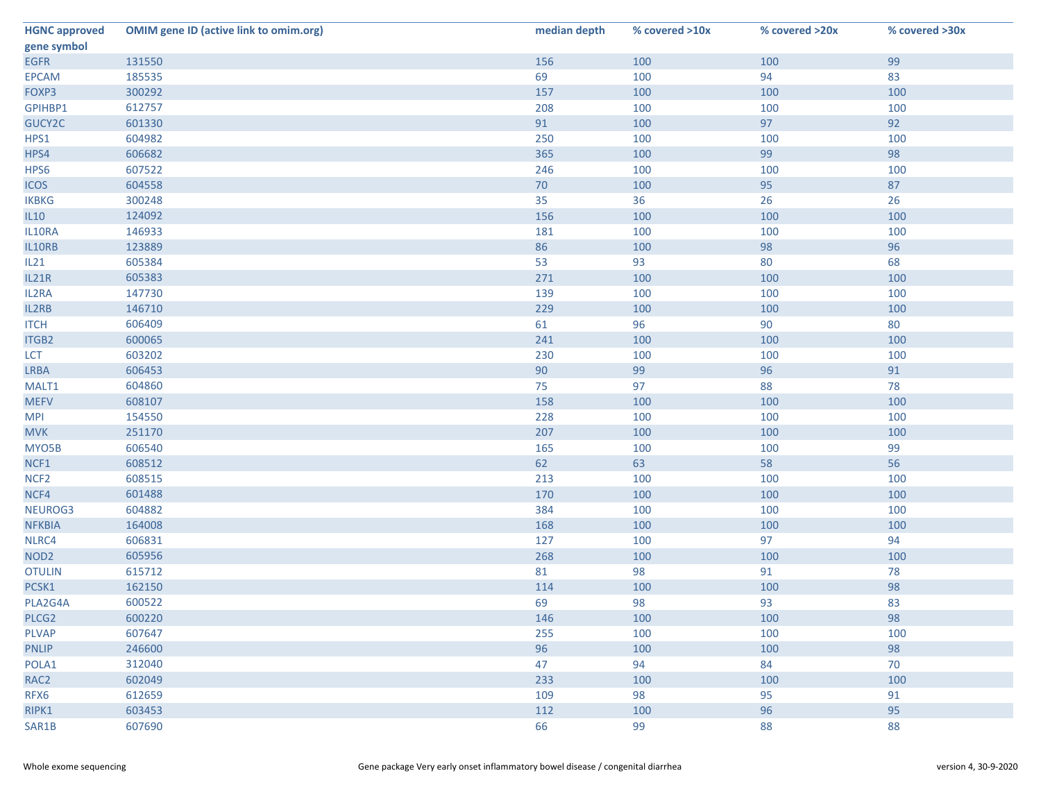| HGNC approved gene symbol | OMIM gene ID (active link to omim.org) | median depth | % covered >10x | % covered >20x | % covered >30x |
|---|---|---|---|---|---|
| EGFR | 131550 | 156 | 100 | 100 | 99 |
| EPCAM | 185535 | 69 | 100 | 94 | 83 |
| FOXP3 | 300292 | 157 | 100 | 100 | 100 |
| GPIHBP1 | 612757 | 208 | 100 | 100 | 100 |
| GUCY2C | 601330 | 91 | 100 | 97 | 92 |
| HPS1 | 604982 | 250 | 100 | 100 | 100 |
| HPS4 | 606682 | 365 | 100 | 99 | 98 |
| HPS6 | 607522 | 246 | 100 | 100 | 100 |
| ICOS | 604558 | 70 | 100 | 95 | 87 |
| IKBKG | 300248 | 35 | 36 | 26 | 26 |
| IL10 | 124092 | 156 | 100 | 100 | 100 |
| IL10RA | 146933 | 181 | 100 | 100 | 100 |
| IL10RB | 123889 | 86 | 100 | 98 | 96 |
| IL21 | 605384 | 53 | 93 | 80 | 68 |
| IL21R | 605383 | 271 | 100 | 100 | 100 |
| IL2RA | 147730 | 139 | 100 | 100 | 100 |
| IL2RB | 146710 | 229 | 100 | 100 | 100 |
| ITCH | 606409 | 61 | 96 | 90 | 80 |
| ITGB2 | 600065 | 241 | 100 | 100 | 100 |
| LCT | 603202 | 230 | 100 | 100 | 100 |
| LRBA | 606453 | 90 | 99 | 96 | 91 |
| MALT1 | 604860 | 75 | 97 | 88 | 78 |
| MEFV | 608107 | 158 | 100 | 100 | 100 |
| MPI | 154550 | 228 | 100 | 100 | 100 |
| MVK | 251170 | 207 | 100 | 100 | 100 |
| MYO5B | 606540 | 165 | 100 | 100 | 99 |
| NCF1 | 608512 | 62 | 63 | 58 | 56 |
| NCF2 | 608515 | 213 | 100 | 100 | 100 |
| NCF4 | 601488 | 170 | 100 | 100 | 100 |
| NEUROG3 | 604882 | 384 | 100 | 100 | 100 |
| NFKBIA | 164008 | 168 | 100 | 100 | 100 |
| NLRC4 | 606831 | 127 | 100 | 97 | 94 |
| NOD2 | 605956 | 268 | 100 | 100 | 100 |
| OTULIN | 615712 | 81 | 98 | 91 | 78 |
| PCSK1 | 162150 | 114 | 100 | 100 | 98 |
| PLA2G4A | 600522 | 69 | 98 | 93 | 83 |
| PLCG2 | 600220 | 146 | 100 | 100 | 98 |
| PLVAP | 607647 | 255 | 100 | 100 | 100 |
| PNLIP | 246600 | 96 | 100 | 100 | 98 |
| POLA1 | 312040 | 47 | 94 | 84 | 70 |
| RAC2 | 602049 | 233 | 100 | 100 | 100 |
| RFX6 | 612659 | 109 | 98 | 95 | 91 |
| RIPK1 | 603453 | 112 | 100 | 96 | 95 |
| SAR1B | 607690 | 66 | 99 | 88 | 88 |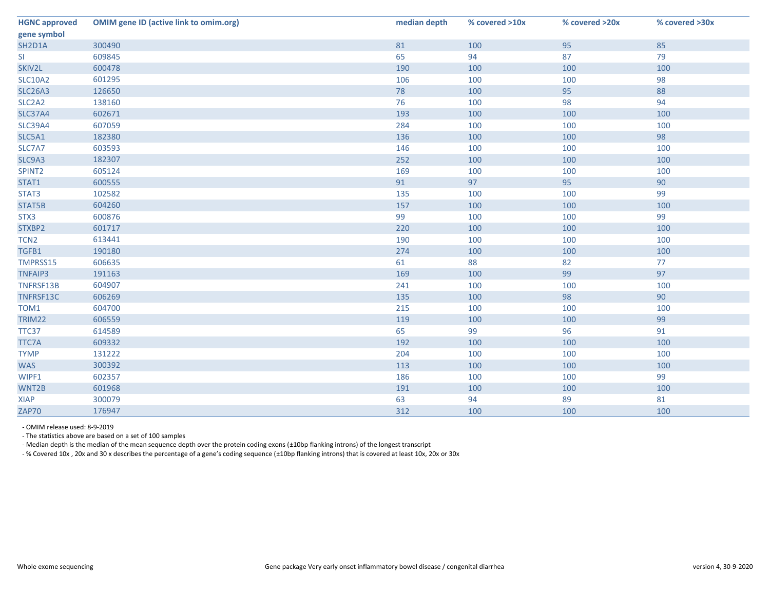| HGNC approved gene symbol | OMIM gene ID (active link to omim.org) | median depth | % covered >10x | % covered >20x | % covered >30x |
|---|---|---|---|---|---|
| SH2D1A | 300490 | 81 | 100 | 95 | 85 |
| SI | 609845 | 65 | 94 | 87 | 79 |
| SKIV2L | 600478 | 190 | 100 | 100 | 100 |
| SLC10A2 | 601295 | 106 | 100 | 100 | 98 |
| SLC26A3 | 126650 | 78 | 100 | 95 | 88 |
| SLC2A2 | 138160 | 76 | 100 | 98 | 94 |
| SLC37A4 | 602671 | 193 | 100 | 100 | 100 |
| SLC39A4 | 607059 | 284 | 100 | 100 | 100 |
| SLC5A1 | 182380 | 136 | 100 | 100 | 98 |
| SLC7A7 | 603593 | 146 | 100 | 100 | 100 |
| SLC9A3 | 182307 | 252 | 100 | 100 | 100 |
| SPINT2 | 605124 | 169 | 100 | 100 | 100 |
| STAT1 | 600555 | 91 | 97 | 95 | 90 |
| STAT3 | 102582 | 135 | 100 | 100 | 99 |
| STAT5B | 604260 | 157 | 100 | 100 | 100 |
| STX3 | 600876 | 99 | 100 | 100 | 99 |
| STXBP2 | 601717 | 220 | 100 | 100 | 100 |
| TCN2 | 613441 | 190 | 100 | 100 | 100 |
| TGFB1 | 190180 | 274 | 100 | 100 | 100 |
| TMPRSS15 | 606635 | 61 | 88 | 82 | 77 |
| TNFAIP3 | 191163 | 169 | 100 | 99 | 97 |
| TNFRSF13B | 604907 | 241 | 100 | 100 | 100 |
| TNFRSF13C | 606269 | 135 | 100 | 98 | 90 |
| TOM1 | 604700 | 215 | 100 | 100 | 100 |
| TRIM22 | 606559 | 119 | 100 | 100 | 99 |
| TTC37 | 614589 | 65 | 99 | 96 | 91 |
| TTC7A | 609332 | 192 | 100 | 100 | 100 |
| TYMP | 131222 | 204 | 100 | 100 | 100 |
| WAS | 300392 | 113 | 100 | 100 | 100 |
| WIPF1 | 602357 | 186 | 100 | 100 | 99 |
| WNT2B | 601968 | 191 | 100 | 100 | 100 |
| XIAP | 300079 | 63 | 94 | 89 | 81 |
| ZAP70 | 176947 | 312 | 100 | 100 | 100 |

- OMIM release used: 8-9-2019
- The statistics above are based on a set of 100 samples
- Median depth is the median of the mean sequence depth over the protein coding exons (±10bp flanking introns) of the longest transcript
- % Covered 10x , 20x and 30 x describes the percentage of a gene's coding sequence (±10bp flanking introns) that is covered at least 10x, 20x or 30x